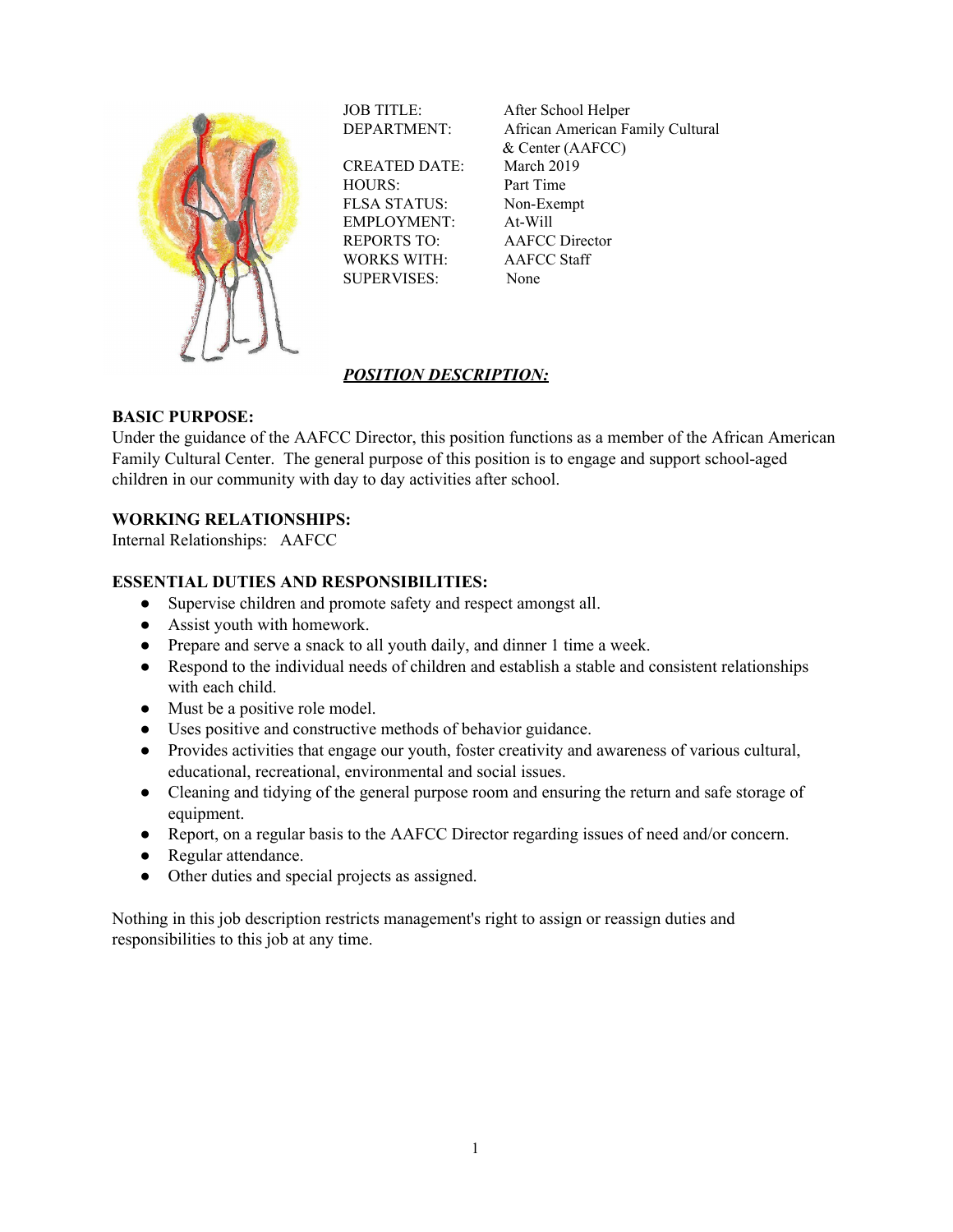| | |
|---|---|
| JOB TITLE: | After School Helper |
| DEPARTMENT: | African American Family Cultural & Center (AAFCC) |
| CREATED DATE: | March 2019 |
| HOURS: | Part Time |
| FLSA STATUS: | Non-Exempt |
| EMPLOYMENT: | At-Will |
| REPORTS TO: | AAFCC Director |
| WORKS WITH: | AAFCC Staff |
| SUPERVISES: | None |

***POSITION DESCRIPTION:***

**BASIC PURPOSE:**
Under the guidance of the AAFCC Director, this position functions as a member of the African American Family Cultural Center. The general purpose of this position is to engage and support school-aged children in our community with day to day activities after school.

**WORKING RELATIONSHIPS:**
Internal Relationships: AAFCC

**ESSENTIAL DUTIES AND RESPONSIBILITIES:**

- Supervise children and promote safety and respect amongst all.
- Assist youth with homework.
- Prepare and serve a snack to all youth daily, and dinner 1 time a week.
- Respond to the individual needs of children and establish a stable and consistent relationships with each child.
- Must be a positive role model.
- Uses positive and constructive methods of behavior guidance.
- Provides activities that engage our youth, foster creativity and awareness of various cultural, educational, recreational, environmental and social issues.
- Cleaning and tidying of the general purpose room and ensuring the return and safe storage of equipment.
- Report, on a regular basis to the AAFCC Director regarding issues of need and/or concern.
- Regular attendance.
- Other duties and special projects as assigned.

Nothing in this job description restricts management's right to assign or reassign duties and responsibilities to this job at any time.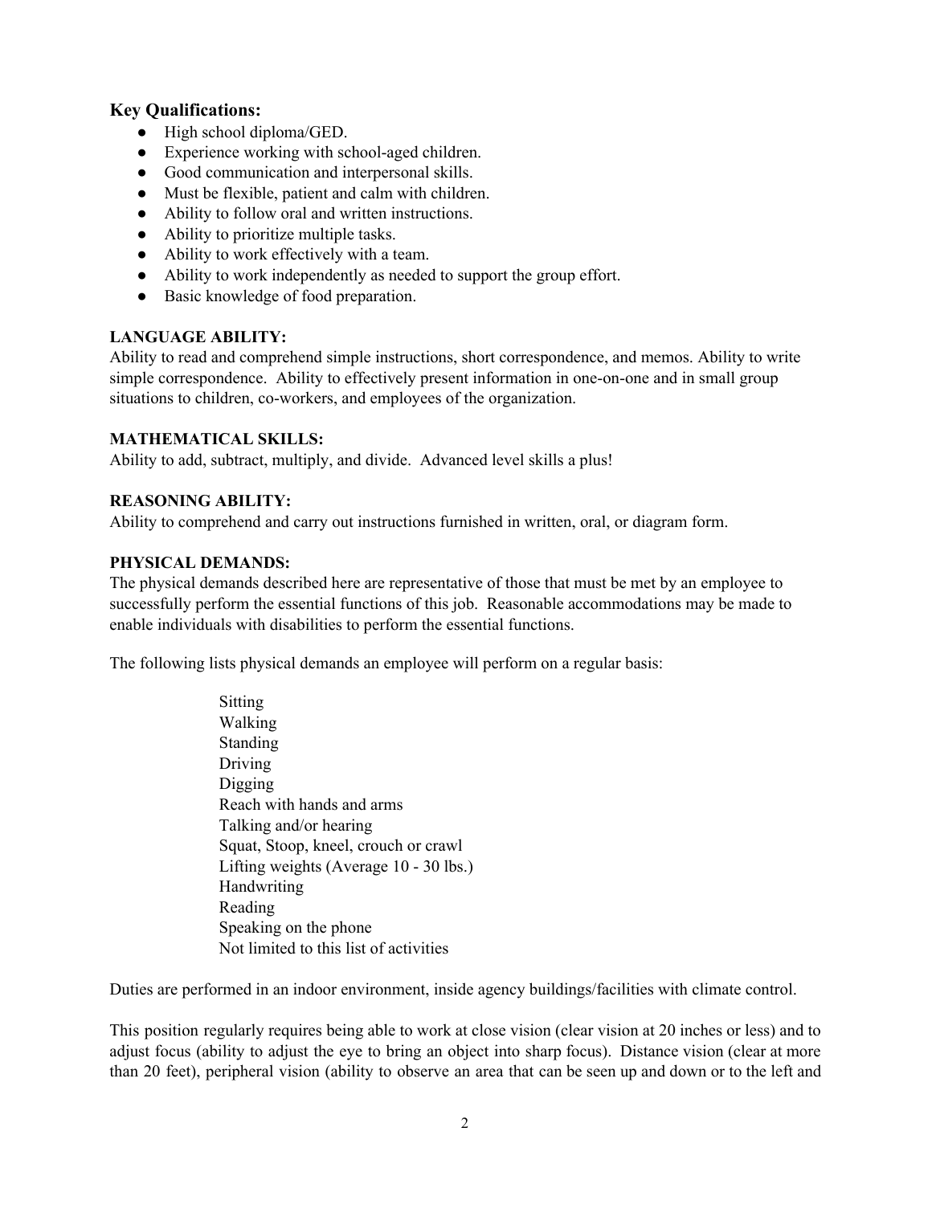## Key Qualifications:

- High school diploma/GED.
- Experience working with school-aged children.
- Good communication and interpersonal skills.
- Must be flexible, patient and calm with children.
- Ability to follow oral and written instructions.
- Ability to prioritize multiple tasks.
- Ability to work effectively with a team.
- Ability to work independently as needed to support the group effort.
- Basic knowledge of food preparation.

**LANGUAGE ABILITY:**

Ability to read and comprehend simple instructions, short correspondence, and memos. Ability to write simple correspondence. Ability to effectively present information in one-on-one and in small group situations to children, co-workers, and employees of the organization.

**MATHEMATICAL SKILLS:**

Ability to add, subtract, multiply, and divide. Advanced level skills a plus!

**REASONING ABILITY:**

Ability to comprehend and carry out instructions furnished in written, oral, or diagram form.

**PHYSICAL DEMANDS:**

The physical demands described here are representative of those that must be met by an employee to successfully perform the essential functions of this job. Reasonable accommodations may be made to enable individuals with disabilities to perform the essential functions.

The following lists physical demands an employee will perform on a regular basis:

Sitting
Walking
Standing
Driving
Digging
Reach with hands and arms
Talking and/or hearing
Squat, Stoop, kneel, crouch or crawl
Lifting weights (Average 10 - 30 lbs.)
Handwriting
Reading
Speaking on the phone
Not limited to this list of activities

Duties are performed in an indoor environment, inside agency buildings/facilities with climate control.

This position regularly requires being able to work at close vision (clear vision at 20 inches or less) and to adjust focus (ability to adjust the eye to bring an object into sharp focus). Distance vision (clear at more than 20 feet), peripheral vision (ability to observe an area that can be seen up and down or to the left and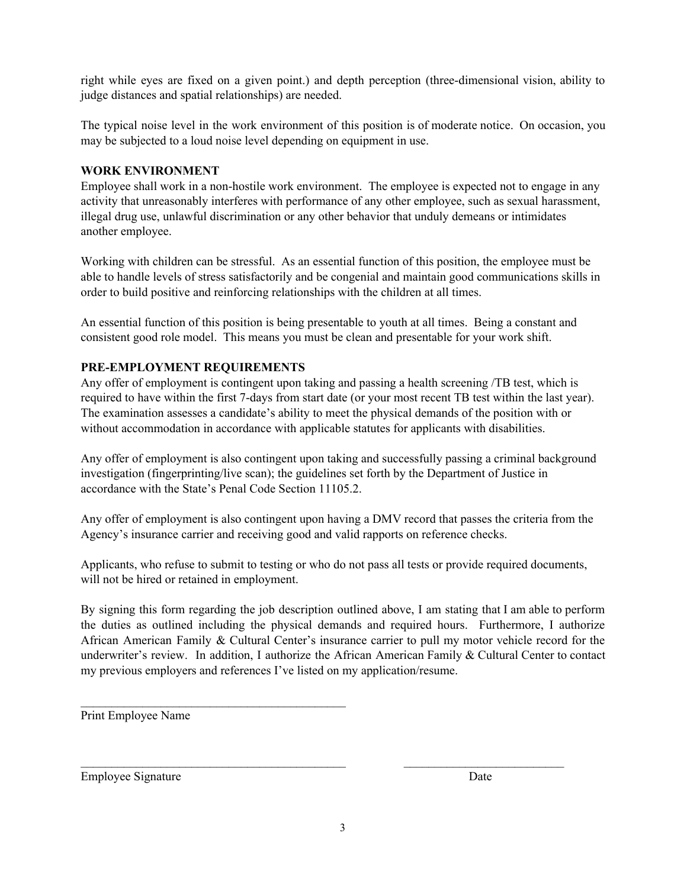right while eyes are fixed on a given point.) and depth perception (three-dimensional vision, ability to judge distances and spatial relationships) are needed.

The typical noise level in the work environment of this position is of moderate notice. On occasion, you may be subjected to a loud noise level depending on equipment in use.

**WORK ENVIRONMENT**

Employee shall work in a non-hostile work environment. The employee is expected not to engage in any activity that unreasonably interferes with performance of any other employee, such as sexual harassment, illegal drug use, unlawful discrimination or any other behavior that unduly demeans or intimidates another employee.

Working with children can be stressful. As an essential function of this position, the employee must be able to handle levels of stress satisfactorily and be congenial and maintain good communications skills in order to build positive and reinforcing relationships with the children at all times.

An essential function of this position is being presentable to youth at all times. Being a constant and consistent good role model. This means you must be clean and presentable for your work shift.

**PRE-EMPLOYMENT REQUIREMENTS**

Any offer of employment is contingent upon taking and passing a health screening /TB test, which is required to have within the first 7-days from start date (or your most recent TB test within the last year). The examination assesses a candidate's ability to meet the physical demands of the position with or without accommodation in accordance with applicable statutes for applicants with disabilities.

Any offer of employment is also contingent upon taking and successfully passing a criminal background investigation (fingerprinting/live scan); the guidelines set forth by the Department of Justice in accordance with the State's Penal Code Section 11105.2.

Any offer of employment is also contingent upon having a DMV record that passes the criteria from the Agency's insurance carrier and receiving good and valid rapports on reference checks.

Applicants, who refuse to submit to testing or who do not pass all tests or provide required documents, will not be hired or retained in employment.

By signing this form regarding the job description outlined above, I am stating that I am able to perform the duties as outlined including the physical demands and required hours. Furthermore, I authorize African American Family & Cultural Center's insurance carrier to pull my motor vehicle record for the underwriter's review. In addition, I authorize the African American Family & Cultural Center to contact my previous employers and references I've listed on my application/resume.

\_\_\_\_\_\_\_\_\_\_\_\_\_\_\_\_\_\_\_\_\_\_\_\_\_\_\_\_\_\_\_\_\_\_\_\_\_\_\_\_\_\_\_\_

Print Employee Name

\_\_\_\_\_\_\_\_\_\_\_\_\_\_\_\_\_\_\_\_\_\_\_\_\_\_\_\_\_\_\_\_\_\_\_\_\_\_\_\_\_\_\_\_ \_\_\_\_\_\_\_\_\_\_\_\_\_\_\_\_\_\_\_\_\_\_\_\_\_\_\_

Employee Signature Date